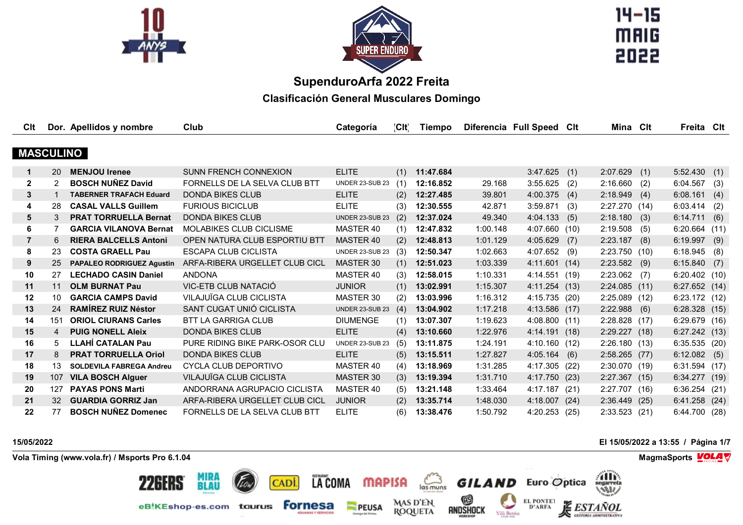# SupenduroArfa 2022 Freita

## Clasificación General Musculares Domingo

| Clt | Dor. | Apellidos y nombre | Club | Categoría | Clt | Tiempo | Diferencia | Full Speed | Clt | Mina | Clt | Freita | Clt |
|---|---|---|---|---|---|---|---|---|---|---|---|---|---|
| **MASCULINO** | | | | | | | | | | | | | |
| 1 | 20 | **MENJOU Irenee** | SUNN FRENCH CONNEXION | ELITE | (1) | **11:47.684** | | 3:47.625 | (1) | 2:07.629 | (1) | 5:52.430 | (1) |
| 2 | 2 | **BOSCH NUÑEZ David** | FORNELLS DE LA SELVA CLUB BTT | UNDER 23-SUB 23 | (1) | **12:16.852** | 29.168 | 3:55.625 | (2) | 2:16.660 | (2) | 6:04.567 | (3) |
| 3 | 1 | **TABERNER TRAFACH Eduard** | DONDA BIKES CLUB | ELITE | (2) | **12:27.485** | 39.801 | 4:00.375 | (4) | 2:18.949 | (4) | 6:08.161 | (4) |
| 4 | 28 | **CASAL VALLS Guillem** | FURIOUS BICICLUB | ELITE | (3) | **12:30.555** | 42.871 | 3:59.871 | (3) | 2:27.270 | (14) | 6:03.414 | (2) |
| 5 | 3 | **PRAT TORRUELLA Bernat** | DONDA BIKES CLUB | UNDER 23-SUB 23 | (2) | **12:37.024** | 49.340 | 4:04.133 | (5) | 2:18.180 | (3) | 6:14.711 | (6) |
| 6 | 7 | **GARCIA VILANOVA Bernat** | MOLABIKES CLUB CICLISME | MASTER 40 | (1) | **12:47.832** | 1:00.148 | 4:07.660 | (10) | 2:19.508 | (5) | 6:20.664 | (11) |
| 7 | 6 | **RIERA BALCELLS Antoni** | OPEN NATURA CLUB ESPORTIU BTT | MASTER 40 | (2) | **12:48.813** | 1:01.129 | 4:05.629 | (7) | 2:23.187 | (8) | 6:19.997 | (9) |
| 8 | 23 | **COSTA GRAELL Pau** | ESCAPA CLUB CICLISTA | UNDER 23-SUB 23 | (3) | **12:50.347** | 1:02.663 | 4:07.652 | (9) | 2:23.750 | (10) | 6:18.945 | (8) |
| 9 | 25 | **PAPALEO RODRIGUEZ Agustin** | ARFA-RIBERA URGELLET CLUB CICL | MASTER 30 | (1) | **12:51.023** | 1:03.339 | 4:11.601 | (14) | 2:23.582 | (9) | 6:15.840 | (7) |
| 10 | 27 | **LECHADO CASIN Daniel** | ANDONA | MASTER 40 | (3) | **12:58.015** | 1:10.331 | 4:14.551 | (19) | 2:23.062 | (7) | 6:20.402 | (10) |
| 11 | 11 | **OLM BURNAT Pau** | VIC-ETB CLUB NATACIÓ | JUNIOR | (1) | **13:02.991** | 1:15.307 | 4:11.254 | (13) | 2:24.085 | (11) | 6:27.652 | (14) |
| 12 | 10 | **GARCIA CAMPS David** | VILAJUÏGA CLUB CICLISTA | MASTER 30 | (2) | **13:03.996** | 1:16.312 | 4:15.735 | (20) | 2:25.089 | (12) | 6:23.172 | (12) |
| 13 | 24 | **RAMÍREZ RUIZ Néstor** | SANT CUGAT UNIÓ CICLISTA | UNDER 23-SUB 23 | (4) | **13:04.902** | 1:17.218 | 4:13.586 | (17) | 2:22.988 | (6) | 6:28.328 | (15) |
| 14 | 151 | **ORIOL CIURANS Carles** | BTT LA GARRIGA CLUB | DIUMENGE | (1) | **13:07.307** | 1:19.623 | 4:08.800 | (11) | 2:28.828 | (17) | 6:29.679 | (16) |
| 15 | 4 | **PUIG NONELL Aleix** | DONDA BIKES CLUB | ELITE | (4) | **13:10.660** | 1:22.976 | 4:14.191 | (18) | 2:29.227 | (18) | 6:27.242 | (13) |
| 16 | 5 | **LLAHÍ CATALAN Pau** | PURE RIDING BIKE PARK-OSOR CLU | UNDER 23-SUB 23 | (5) | **13:11.875** | 1:24.191 | 4:10.160 | (12) | 2:26.180 | (13) | 6:35.535 | (20) |
| 17 | 8 | **PRAT TORRUELLA Oriol** | DONDA BIKES CLUB | ELITE | (5) | **13:15.511** | 1:27.827 | 4:05.164 | (6) | 2:58.265 | (77) | 6:12.082 | (5) |
| 18 | 13 | **SOLDEVILA FABREGA Andreu** | CYCLA CLUB DEPORTIVO | MASTER 40 | (4) | **13:18.969** | 1:31.285 | 4:17.305 | (22) | 2:30.070 | (19) | 6:31.594 | (17) |
| 19 | 107 | **VILA BOSCH Alguer** | VILAJUÏGA CLUB CICLISTA | MASTER 30 | (3) | **13:19.394** | 1:31.710 | 4:17.750 | (23) | 2:27.367 | (15) | 6:34.277 | (19) |
| 20 | 127 | **PAYAS PONS Marti** | ANDORRANA AGRUPACIO CICLISTA | MASTER 40 | (5) | **13:21.148** | 1:33.464 | 4:17.187 | (21) | 2:27.707 | (16) | 6:36.254 | (21) |
| 21 | 32 | **GUARDIA GORRIZ Jan** | ARFA-RIBERA URGELLET CLUB CICL | JUNIOR | (2) | **13:35.714** | 1:48.030 | 4:18.007 | (24) | 2:36.449 | (25) | 6:41.258 | (24) |
| 22 | 77 | **BOSCH NUÑEZ Domenec** | FORNELLS DE LA SELVA CLUB BTT | ELITE | (6) | **13:38.476** | 1:50.792 | 4:20.253 | (25) | 2:33.523 | (21) | 6:44.700 | (28) |

15/05/2022 — El 15/05/2022 a 13:55

Vola Timing (www.vola.fr) / Msports Pro 6.1.04 — MagmaSports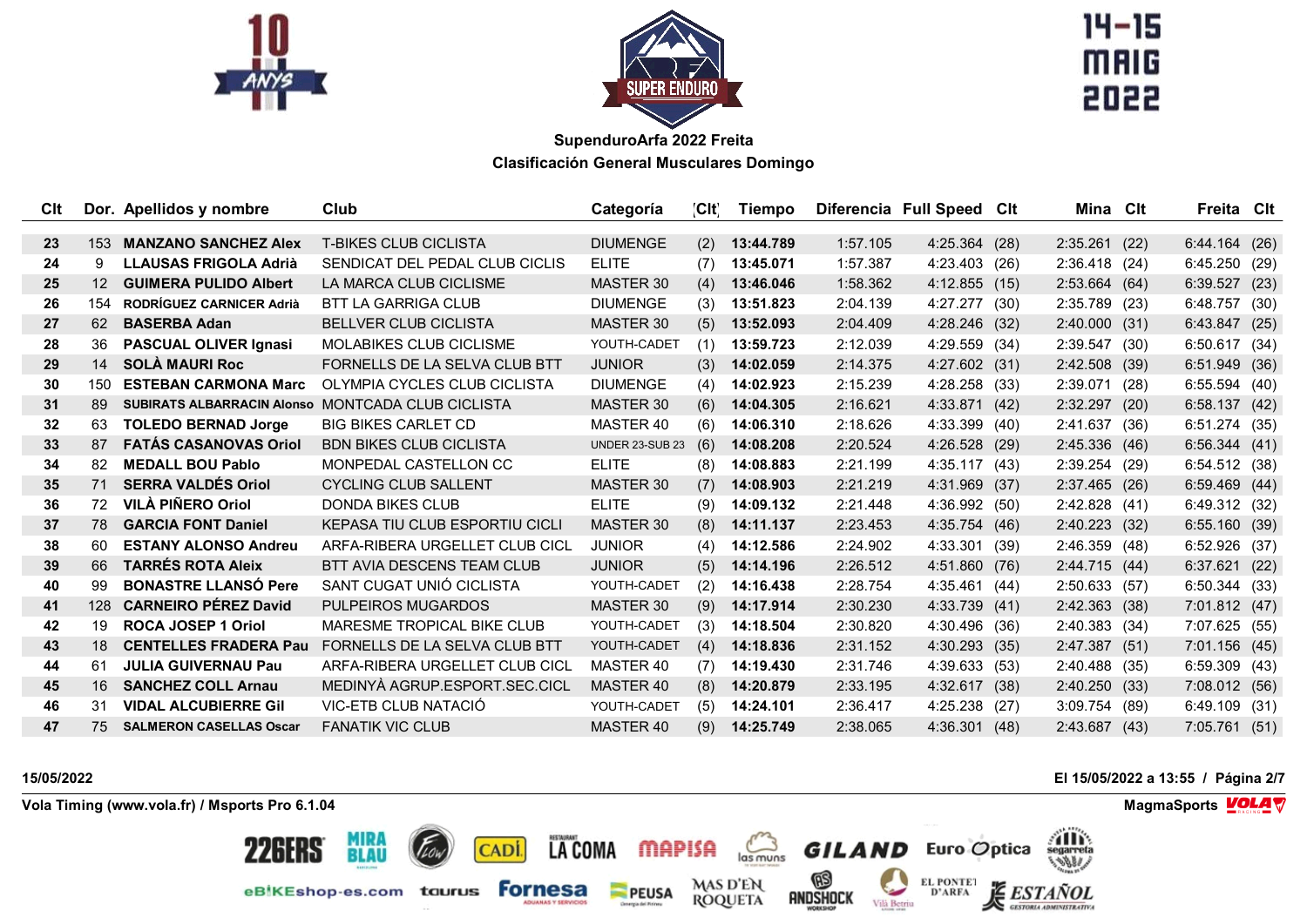SupenduroArfa 2022 Freita

Clasificación General Musculares Domingo

| Clt | Dor. | Apellidos y nombre | Club | Categoría | Clt | Tiempo | Diferencia | Full Speed | Clt | Mina | Clt | Freita | Clt |
|---|---|---|---|---|---|---|---|---|---|---|---|---|---|
| 23 | 153 | **MANZANO SANCHEZ Alex** | T-BIKES CLUB CICLISTA | DIUMENGE | (2) | **13:44.789** | 1:57.105 | 4:25.364 | (28) | 2:35.261 | (22) | 6:44.164 | (26) |
| 24 | 9 | **LLAUSAS FRIGOLA Adrià** | SENDICAT DEL PEDAL CLUB CICLIS | ELITE | (7) | **13:45.071** | 1:57.387 | 4:23.403 | (26) | 2:36.418 | (24) | 6:45.250 | (29) |
| 25 | 12 | **GUIMERA PULIDO Albert** | LA MARCA CLUB CICLISME | MASTER 30 | (4) | **13:46.046** | 1:58.362 | 4:12.855 | (15) | 2:53.664 | (64) | 6:39.527 | (23) |
| 26 | 154 | **RODRÍGUEZ CARNICER Adrià** | BTT LA GARRIGA CLUB | DIUMENGE | (3) | **13:51.823** | 2:04.139 | 4:27.277 | (30) | 2:35.789 | (23) | 6:48.757 | (30) |
| 27 | 62 | **BASERBA Adan** | BELLVER CLUB CICLISTA | MASTER 30 | (5) | **13:52.093** | 2:04.409 | 4:28.246 | (32) | 2:40.000 | (31) | 6:43.847 | (25) |
| 28 | 36 | **PASCUAL OLIVER Ignasi** | MOLABIKES CLUB CICLISME | YOUTH-CADET | (1) | **13:59.723** | 2:12.039 | 4:29.559 | (34) | 2:39.547 | (30) | 6:50.617 | (34) |
| 29 | 14 | **SOLÀ MAURI Roc** | FORNELLS DE LA SELVA CLUB BTT | JUNIOR | (3) | **14:02.059** | 2:14.375 | 4:27.602 | (31) | 2:42.508 | (39) | 6:51.949 | (36) |
| 30 | 150 | **ESTEBAN CARMONA Marc** | OLYMPIA CYCLES CLUB CICLISTA | DIUMENGE | (4) | **14:02.923** | 2:15.239 | 4:28.258 | (33) | 2:39.071 | (28) | 6:55.594 | (40) |
| 31 | 89 | **SUBIRATS ALBARRACIN Alonso** | MONTCADA CLUB CICLISTA | MASTER 30 | (6) | **14:04.305** | 2:16.621 | 4:33.871 | (42) | 2:32.297 | (20) | 6:58.137 | (42) |
| 32 | 63 | **TOLEDO BERNAD Jorge** | BIG BIKES CARLET CD | MASTER 40 | (6) | **14:06.310** | 2:18.626 | 4:33.399 | (40) | 2:41.637 | (36) | 6:51.274 | (35) |
| 33 | 87 | **FATÁS CASANOVAS Oriol** | BDN BIKES CLUB CICLISTA | UNDER 23-SUB 23 | (6) | **14:08.208** | 2:20.524 | 4:26.528 | (29) | 2:45.336 | (46) | 6:56.344 | (41) |
| 34 | 82 | **MEDALL BOU Pablo** | MONPEDAL CASTELLON CC | ELITE | (8) | **14:08.883** | 2:21.199 | 4:35.117 | (43) | 2:39.254 | (29) | 6:54.512 | (38) |
| 35 | 71 | **SERRA VALDÉS Oriol** | CYCLING CLUB SALLENT | MASTER 30 | (7) | **14:08.903** | 2:21.219 | 4:31.969 | (37) | 2:37.465 | (26) | 6:59.469 | (44) |
| 36 | 72 | **VILÀ PIÑERO Oriol** | DONDA BIKES CLUB | ELITE | (9) | **14:09.132** | 2:21.448 | 4:36.992 | (50) | 2:42.828 | (41) | 6:49.312 | (32) |
| 37 | 78 | **GARCIA FONT Daniel** | KEPASA TIU CLUB ESPORTIU CICLI | MASTER 30 | (8) | **14:11.137** | 2:23.453 | 4:35.754 | (46) | 2:40.223 | (32) | 6:55.160 | (39) |
| 38 | 60 | **ESTANY ALONSO Andreu** | ARFA-RIBERA URGELLET CLUB CICL | JUNIOR | (4) | **14:12.586** | 2:24.902 | 4:33.301 | (39) | 2:46.359 | (48) | 6:52.926 | (37) |
| 39 | 66 | **TARRÉS ROTA Aleix** | BTT AVIA DESCENS TEAM CLUB | JUNIOR | (5) | **14:14.196** | 2:26.512 | 4:51.860 | (76) | 2:44.715 | (44) | 6:37.621 | (22) |
| 40 | 99 | **BONASTRE LLANSÓ Pere** | SANT CUGAT UNIÓ CICLISTA | YOUTH-CADET | (2) | **14:16.438** | 2:28.754 | 4:35.461 | (44) | 2:50.633 | (57) | 6:50.344 | (33) |
| 41 | 128 | **CARNEIRO PÉREZ David** | PULPEIROS MUGARDOS | MASTER 30 | (9) | **14:17.914** | 2:30.230 | 4:33.739 | (41) | 2:42.363 | (38) | 7:01.812 | (47) |
| 42 | 19 | **ROCA JOSEP 1 Oriol** | MARESME TROPICAL BIKE CLUB | YOUTH-CADET | (3) | **14:18.504** | 2:30.820 | 4:30.496 | (36) | 2:40.383 | (34) | 7:07.625 | (55) |
| 43 | 18 | **CENTELLES FRADERA Pau** | FORNELLS DE LA SELVA CLUB BTT | YOUTH-CADET | (4) | **14:18.836** | 2:31.152 | 4:30.293 | (35) | 2:47.387 | (51) | 7:01.156 | (45) |
| 44 | 61 | **JULIA GUIVERNAU Pau** | ARFA-RIBERA URGELLET CLUB CICL | MASTER 40 | (7) | **14:19.430** | 2:31.746 | 4:39.633 | (53) | 2:40.488 | (35) | 6:59.309 | (43) |
| 45 | 16 | **SANCHEZ COLL Arnau** | MEDINYÀ AGRUP.ESPORT.SEC.CICL | MASTER 40 | (8) | **14:20.879** | 2:33.195 | 4:32.617 | (38) | 2:40.250 | (33) | 7:08.012 | (56) |
| 46 | 31 | **VIDAL ALCUBIERRE Gil** | VIC-ETB CLUB NATACIÓ | YOUTH-CADET | (5) | **14:24.101** | 2:36.417 | 4:25.238 | (27) | 3:09.754 | (89) | 6:49.109 | (31) |
| 47 | 75 | **SALMERON CASELLAS Oscar** | FANATIK VIC CLUB | MASTER 40 | (9) | **14:25.749** | 2:38.065 | 4:36.301 | (48) | 2:43.687 | (43) | 7:05.761 | (51) |

15/05/2022 — El 15/05/2022 a 13:55 / Página 2/7

Vola Timing (www.vola.fr) / Msports Pro 6.1.04 — MagmaSports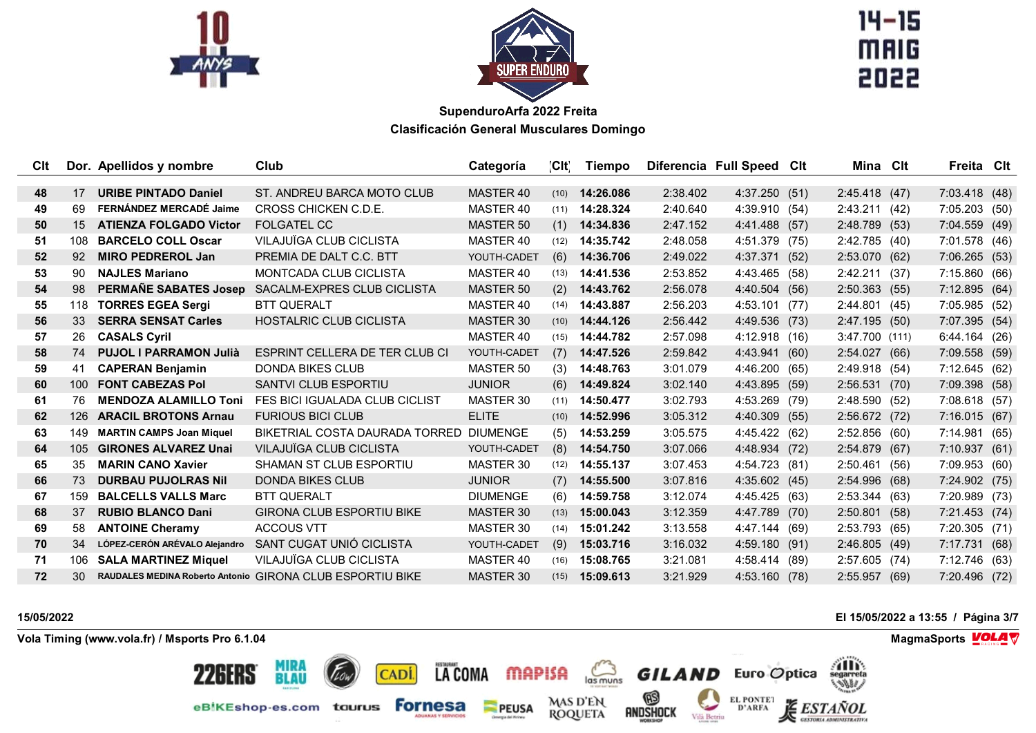**SupenduroArfa 2022 Freita**

**Clasificación General Musculares Domingo**

| Clt | Dor. | Apellidos y nombre | Club | Categoría | Clt | Tiempo | Diferencia | Full Speed | Clt | Mina | Clt | Freita | Clt |
|---|---|---|---|---|---|---|---|---|---|---|---|---|---|
| 48 | 17 | URIBE PINTADO Daniel | ST. ANDREU BARCA MOTO CLUB | MASTER 40 | (10) | 14:26.086 | 2:38.402 | 4:37.250 | (51) | 2:45.418 | (47) | 7:03.418 | (48) |
| 49 | 69 | FERNÁNDEZ MERCADÉ Jaime | CROSS CHICKEN C.D.E. | MASTER 40 | (11) | 14:28.324 | 2:40.640 | 4:39.910 | (54) | 2:43.211 | (42) | 7:05.203 | (50) |
| 50 | 15 | ATIENZA FOLGADO Victor | FOLGATEL CC | MASTER 50 | (1) | 14:34.836 | 2:47.152 | 4:41.488 | (57) | 2:48.789 | (53) | 7:04.559 | (49) |
| 51 | 108 | BARCELO COLL Oscar | VILAJUÏGA CLUB CICLISTA | MASTER 40 | (12) | 14:35.742 | 2:48.058 | 4:51.379 | (75) | 2:42.785 | (40) | 7:01.578 | (46) |
| 52 | 92 | MIRO PEDREROL Jan | PREMIA DE DALT C.C. BTT | YOUTH-CADET | (6) | 14:36.706 | 2:49.022 | 4:37.371 | (52) | 2:53.070 | (62) | 7:06.265 | (53) |
| 53 | 90 | NAJLES Mariano | MONTCADA CLUB CICLISTA | MASTER 40 | (13) | 14:41.536 | 2:53.852 | 4:43.465 | (58) | 2:42.211 | (37) | 7:15.860 | (66) |
| 54 | 98 | PERMAÑE SABATES Josep | SACALM-EXPRES CLUB CICLISTA | MASTER 50 | (2) | 14:43.762 | 2:56.078 | 4:40.504 | (56) | 2:50.363 | (55) | 7:12.895 | (64) |
| 55 | 118 | TORRES EGEA Sergi | BTT QUERALT | MASTER 40 | (14) | 14:43.887 | 2:56.203 | 4:53.101 | (77) | 2:44.801 | (45) | 7:05.985 | (52) |
| 56 | 33 | SERRA SENSAT Carles | HOSTALRIC CLUB CICLISTA | MASTER 30 | (10) | 14:44.126 | 2:56.442 | 4:49.536 | (73) | 2:47.195 | (50) | 7:07.395 | (54) |
| 57 | 26 | CASALS Cyril | | MASTER 40 | (15) | 14:44.782 | 2:57.098 | 4:12.918 | (16) | 3:47.700 | (111) | 6:44.164 | (26) |
| 58 | 74 | PUJOL I PARRAMON Julià | ESPRINT CELLERA DE TER CLUB CI | YOUTH-CADET | (7) | 14:47.526 | 2:59.842 | 4:43.941 | (60) | 2:54.027 | (66) | 7:09.558 | (59) |
| 59 | 41 | CAPERAN Benjamin | DONDA BIKES CLUB | MASTER 50 | (3) | 14:48.763 | 3:01.079 | 4:46.200 | (65) | 2:49.918 | (54) | 7:12.645 | (62) |
| 60 | 100 | FONT CABEZAS Pol | SANTVI CLUB ESPORTIU | JUNIOR | (6) | 14:49.824 | 3:02.140 | 4:43.895 | (59) | 2:56.531 | (70) | 7:09.398 | (58) |
| 61 | 76 | MENDOZA ALAMILLO Toni | FES BICI IGUALADA CLUB CICLIST | MASTER 30 | (11) | 14:50.477 | 3:02.793 | 4:53.269 | (79) | 2:48.590 | (52) | 7:08.618 | (57) |
| 62 | 126 | ARACIL BROTONS Arnau | FURIOUS BICI CLUB | ELITE | (10) | 14:52.996 | 3:05.312 | 4:40.309 | (55) | 2:56.672 | (72) | 7:16.015 | (67) |
| 63 | 149 | MARTIN CAMPS Joan Miquel | BIKETRIAL COSTA DAURADA TORRED | DIUMENGE | (5) | 14:53.259 | 3:05.575 | 4:45.422 | (62) | 2:52.856 | (60) | 7:14.981 | (65) |
| 64 | 105 | GIRONES ALVAREZ Unai | VILAJUÏGA CLUB CICLISTA | YOUTH-CADET | (8) | 14:54.750 | 3:07.066 | 4:48.934 | (72) | 2:54.879 | (67) | 7:10.937 | (61) |
| 65 | 35 | MARIN CANO Xavier | SHAMAN ST CLUB ESPORTIU | MASTER 30 | (12) | 14:55.137 | 3:07.453 | 4:54.723 | (81) | 2:50.461 | (56) | 7:09.953 | (60) |
| 66 | 73 | DURBAU PUJOLRAS Nil | DONDA BIKES CLUB | JUNIOR | (7) | 14:55.500 | 3:07.816 | 4:35.602 | (45) | 2:54.996 | (68) | 7:24.902 | (75) |
| 67 | 159 | BALCELLS VALLS Marc | BTT QUERALT | DIUMENGE | (6) | 14:59.758 | 3:12.074 | 4:45.425 | (63) | 2:53.344 | (63) | 7:20.989 | (73) |
| 68 | 37 | RUBIO BLANCO Dani | GIRONA CLUB ESPORTIU BIKE | MASTER 30 | (13) | 15:00.043 | 3:12.359 | 4:47.789 | (70) | 2:50.801 | (58) | 7:21.453 | (74) |
| 69 | 58 | ANTOINE Cheramy | ACCOUS VTT | MASTER 30 | (14) | 15:01.242 | 3:13.558 | 4:47.144 | (69) | 2:53.793 | (65) | 7:20.305 | (71) |
| 70 | 34 | LÓPEZ-CERÓN ARÉVALO Alejandro | SANT CUGAT UNIÓ CICLISTA | YOUTH-CADET | (9) | 15:03.716 | 3:16.032 | 4:59.180 | (91) | 2:46.805 | (49) | 7:17.731 | (68) |
| 71 | 106 | SALA MARTINEZ Miquel | VILAJUÏGA CLUB CICLISTA | MASTER 40 | (16) | 15:08.765 | 3:21.081 | 4:58.414 | (89) | 2:57.605 | (74) | 7:12.746 | (63) |
| 72 | 30 | RAUDALES MEDINA Roberto Antonio | GIRONA CLUB ESPORTIU BIKE | MASTER 30 | (15) | 15:09.613 | 3:21.929 | 4:53.160 | (78) | 2:55.957 | (69) | 7:20.496 | (72) |

15/05/2022 — El 15/05/2022 a 13:55

Vola Timing (www.vola.fr) / Msports Pro 6.1.04 — MagmaSports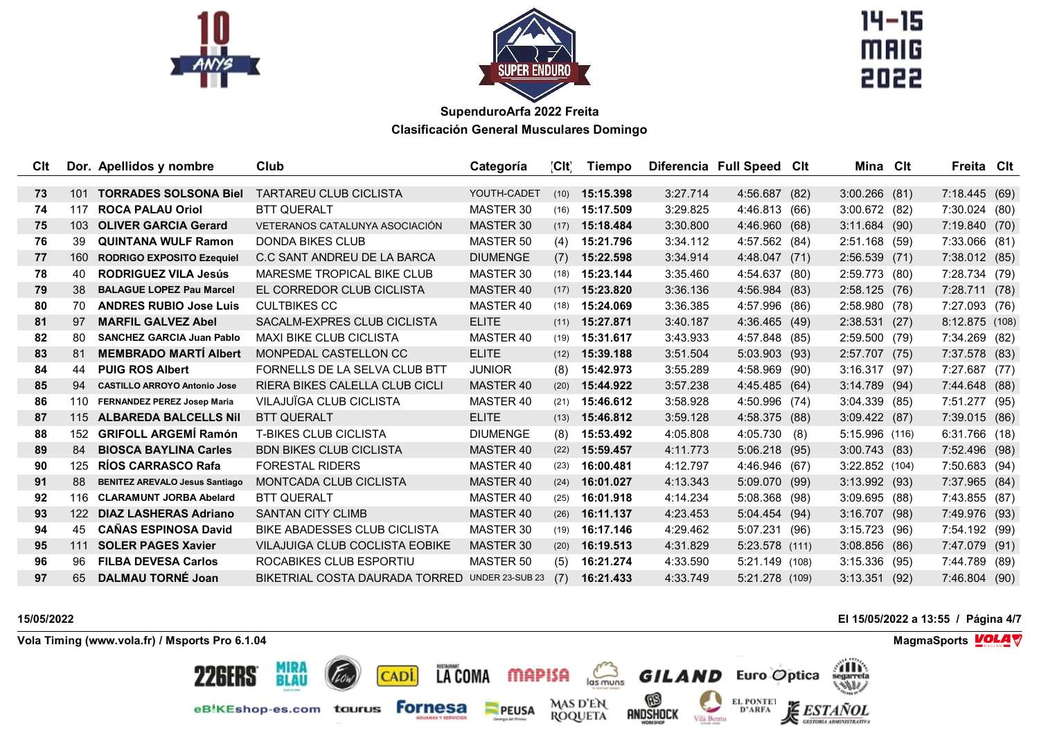**SupenduroArfa 2022 Freita**

**Clasificación General Musculares Domingo**

| Clt | Dor. | Apellidos y nombre | Club | Categoría | Clt | Tiempo | Diferencia | Full Speed | Clt | Mina | Clt | Freita | Clt |
|---|---|---|---|---|---|---|---|---|---|---|---|---|---|
| 73 | 101 | TORRADES SOLSONA Biel | TARTAREU CLUB CICLISTA | YOUTH-CADET | (10) | 15:15.398 | 3:27.714 | 4:56.687 | (82) | 3:00.266 | (81) | 7:18.445 | (69) |
| 74 | 117 | ROCA PALAU Oriol | BTT QUERALT | MASTER 30 | (16) | 15:17.509 | 3:29.825 | 4:46.813 | (66) | 3:00.672 | (82) | 7:30.024 | (80) |
| 75 | 103 | OLIVER GARCIA Gerard | VETERANOS CATALUNYA ASOCIACIÓN | MASTER 30 | (17) | 15:18.484 | 3:30.800 | 4:46.960 | (68) | 3:11.684 | (90) | 7:19.840 | (70) |
| 76 | 39 | QUINTANA WULF Ramon | DONDA BIKES CLUB | MASTER 50 | (4) | 15:21.796 | 3:34.112 | 4:57.562 | (84) | 2:51.168 | (59) | 7:33.066 | (81) |
| 77 | 160 | RODRIGO EXPOSITO Ezequiel | C.C SANT ANDREU DE LA BARCA | DIUMENGE | (7) | 15:22.598 | 3:34.914 | 4:48.047 | (71) | 2:56.539 | (71) | 7:38.012 | (85) |
| 78 | 40 | RODRIGUEZ VILA Jesús | MARESME TROPICAL BIKE CLUB | MASTER 30 | (18) | 15:23.144 | 3:35.460 | 4:54.637 | (80) | 2:59.773 | (80) | 7:28.734 | (79) |
| 79 | 38 | BALAGUE LOPEZ Pau Marcel | EL CORREDOR CLUB CICLISTA | MASTER 40 | (17) | 15:23.820 | 3:36.136 | 4:56.984 | (83) | 2:58.125 | (76) | 7:28.711 | (78) |
| 80 | 70 | ANDRES RUBIO Jose Luis | CULTBIKES CC | MASTER 40 | (18) | 15:24.069 | 3:36.385 | 4:57.996 | (86) | 2:58.980 | (78) | 7:27.093 | (76) |
| 81 | 97 | MARFIL GALVEZ Abel | SACALM-EXPRES CLUB CICLISTA | ELITE | (11) | 15:27.871 | 3:40.187 | 4:36.465 | (49) | 2:38.531 | (27) | 8:12.875 | (108) |
| 82 | 80 | SANCHEZ GARCIA Juan Pablo | MAXI BIKE CLUB CICLISTA | MASTER 40 | (19) | 15:31.617 | 3:43.933 | 4:57.848 | (85) | 2:59.500 | (79) | 7:34.269 | (82) |
| 83 | 81 | MEMBRADO MARTÍ Albert | MONPEDAL CASTELLON CC | ELITE | (12) | 15:39.188 | 3:51.504 | 5:03.903 | (93) | 2:57.707 | (75) | 7:37.578 | (83) |
| 84 | 44 | PUIG ROS Albert | FORNELLS DE LA SELVA CLUB BTT | JUNIOR | (8) | 15:42.973 | 3:55.289 | 4:58.969 | (90) | 3:16.317 | (97) | 7:27.687 | (77) |
| 85 | 94 | CASTILLO ARROYO Antonio Jose | RIERA BIKES CALELLA CLUB CICLI | MASTER 40 | (20) | 15:44.922 | 3:57.238 | 4:45.485 | (64) | 3:14.789 | (94) | 7:44.648 | (88) |
| 86 | 110 | FERNANDEZ PEREZ Josep Maria | VILAJUÏGA CLUB CICLISTA | MASTER 40 | (21) | 15:46.612 | 3:58.928 | 4:50.996 | (74) | 3:04.339 | (85) | 7:51.277 | (95) |
| 87 | 115 | ALBAREDA BALCELLS Nil | BTT QUERALT | ELITE | (13) | 15:46.812 | 3:59.128 | 4:58.375 | (88) | 3:09.422 | (87) | 7:39.015 | (86) |
| 88 | 152 | GRIFOLL ARGEMÍ Ramón | T-BIKES CLUB CICLISTA | DIUMENGE | (8) | 15:53.492 | 4:05.808 | 4:05.730 | (8) | 5:15.996 | (116) | 6:31.766 | (18) |
| 89 | 84 | BIOSCA BAYLINA Carles | BDN BIKES CLUB CICLISTA | MASTER 40 | (22) | 15:59.457 | 4:11.773 | 5:06.218 | (95) | 3:00.743 | (83) | 7:52.496 | (98) |
| 90 | 125 | RÍOS CARRASCO Rafa | FORESTAL RIDERS | MASTER 40 | (23) | 16:00.481 | 4:12.797 | 4:46.946 | (67) | 3:22.852 | (104) | 7:50.683 | (94) |
| 91 | 88 | BENITEZ AREVALO Jesus Santiago | MONTCADA CLUB CICLISTA | MASTER 40 | (24) | 16:01.027 | 4:13.343 | 5:09.070 | (99) | 3:13.992 | (93) | 7:37.965 | (84) |
| 92 | 116 | CLARAMUNT JORBA Abelard | BTT QUERALT | MASTER 40 | (25) | 16:01.918 | 4:14.234 | 5:08.368 | (98) | 3:09.695 | (88) | 7:43.855 | (87) |
| 93 | 122 | DIAZ LASHERAS Adriano | SANTAN CITY CLIMB | MASTER 40 | (26) | 16:11.137 | 4:23.453 | 5:04.454 | (94) | 3:16.707 | (98) | 7:49.976 | (93) |
| 94 | 45 | CAÑAS ESPINOSA David | BIKE ABADESSES CLUB CICLISTA | MASTER 30 | (19) | 16:17.146 | 4:29.462 | 5:07.231 | (96) | 3:15.723 | (96) | 7:54.192 | (99) |
| 95 | 111 | SOLER PAGES Xavier | VILAJUIGA CLUB COCLISTA EOBIKE | MASTER 30 | (20) | 16:19.513 | 4:31.829 | 5:23.578 | (111) | 3:08.856 | (86) | 7:47.079 | (91) |
| 96 | 96 | FILBA DEVESA Carlos | ROCABIKES CLUB ESPORTIU | MASTER 50 | (5) | 16:21.274 | 4:33.590 | 5:21.149 | (108) | 3:15.336 | (95) | 7:44.789 | (89) |
| 97 | 65 | DALMAU TORNÉ Joan | BIKETRIAL COSTA DAURADA TORRED | UNDER 23-SUB 23 | (7) | 16:21.433 | 4:33.749 | 5:21.278 | (109) | 3:13.351 | (92) | 7:46.804 | (90) |

15/05/2022 — El 15/05/2022 a 13:55

Vola Timing (www.vola.fr) / Msports Pro 6.1.04 — MagmaSports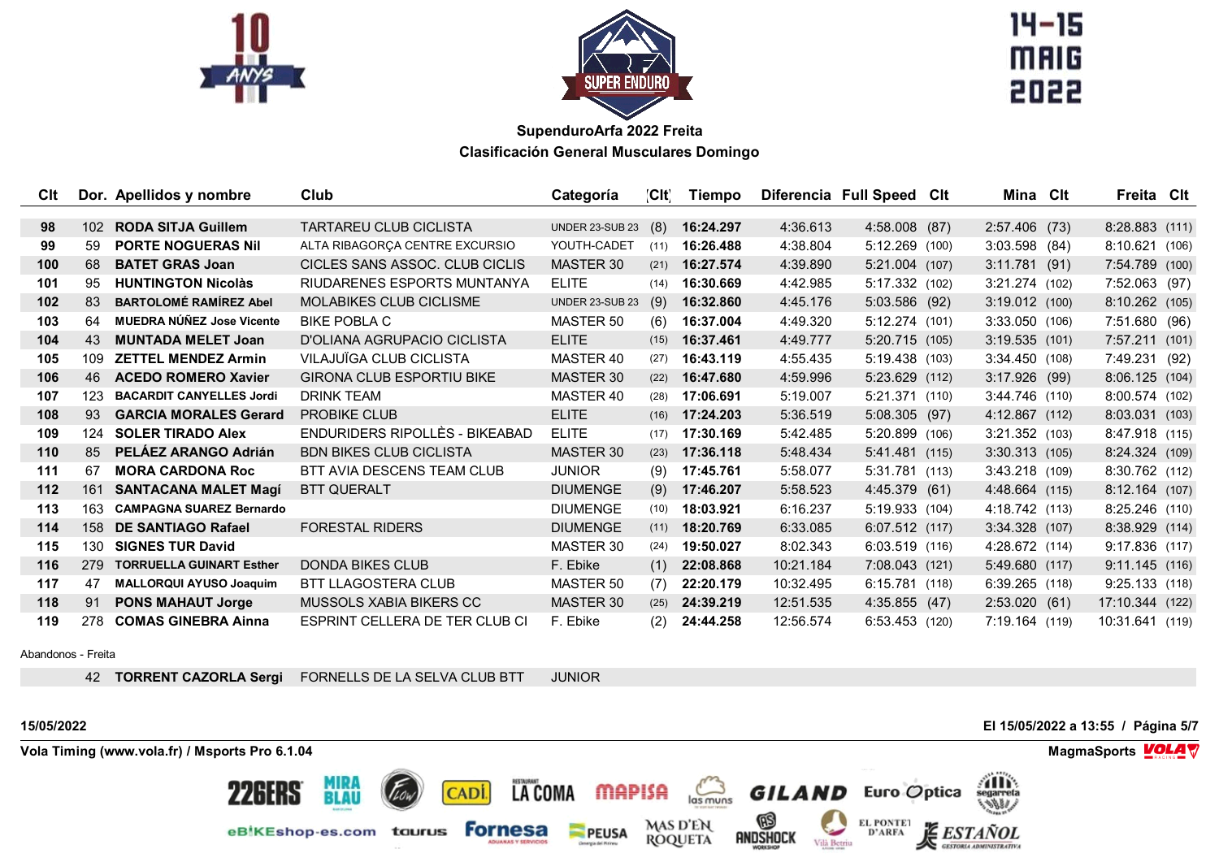## SupenduroArfa 2022 Freita

### Clasificación General Musculares Domingo

| Clt | Dor. | Apellidos y nombre | Club | Categoría | Clt | Tiempo | Diferencia | Full Speed | Clt | Mina | Clt | Freita | Clt |
|---|---|---|---|---|---|---|---|---|---|---|---|---|---|
| 98 | 102 | **RODA SITJA Guillem** | TARTAREU CLUB CICLISTA | UNDER 23-SUB 23 | (8) | **16:24.297** | 4:36.613 | 4:58.008 | (87) | 2:57.406 | (73) | 8:28.883 | (111) |
| 99 | 59 | **PORTE NOGUERAS Nil** | ALTA RIBAGORÇA CENTRE EXCURSIO | YOUTH-CADET | (11) | **16:26.488** | 4:38.804 | 5:12.269 | (100) | 3:03.598 | (84) | 8:10.621 | (106) |
| 100 | 68 | **BATET GRAS Joan** | CICLES SANS ASSOC. CLUB CICLIS | MASTER 30 | (21) | **16:27.574** | 4:39.890 | 5:21.004 | (107) | 3:11.781 | (91) | 7:54.789 | (100) |
| 101 | 95 | **HUNTINGTON Nicolàs** | RIUDARENES ESPORTS MUNTANYA | ELITE | (14) | **16:30.669** | 4:42.985 | 5:17.332 | (102) | 3:21.274 | (102) | 7:52.063 | (97) |
| 102 | 83 | **BARTOLOMÉ RAMÍREZ Abel** | MOLABIKES CLUB CICLISME | UNDER 23-SUB 23 | (9) | **16:32.860** | 4:45.176 | 5:03.586 | (92) | 3:19.012 | (100) | 8:10.262 | (105) |
| 103 | 64 | **MUEDRA NÚÑEZ Jose Vicente** | BIKE POBLA C | MASTER 50 | (6) | **16:37.004** | 4:49.320 | 5:12.274 | (101) | 3:33.050 | (106) | 7:51.680 | (96) |
| 104 | 43 | **MUNTADA MELET Joan** | D'OLIANA AGRUPACIO CICLISTA | ELITE | (15) | **16:37.461** | 4:49.777 | 5:20.715 | (105) | 3:19.535 | (101) | 7:57.211 | (101) |
| 105 | 109 | **ZETTEL MENDEZ Armin** | VILAJUÏGA CLUB CICLISTA | MASTER 40 | (27) | **16:43.119** | 4:55.435 | 5:19.438 | (103) | 3:34.450 | (108) | 7:49.231 | (92) |
| 106 | 46 | **ACEDO ROMERO Xavier** | GIRONA CLUB ESPORTIU BIKE | MASTER 30 | (22) | **16:47.680** | 4:59.996 | 5:23.629 | (112) | 3:17.926 | (99) | 8:06.125 | (104) |
| 107 | 123 | **BACARDIT CANYELLES Jordi** | DRINK TEAM | MASTER 40 | (28) | **17:06.691** | 5:19.007 | 5:21.371 | (110) | 3:44.746 | (110) | 8:00.574 | (102) |
| 108 | 93 | **GARCIA MORALES Gerard** | PROBIKE CLUB | ELITE | (16) | **17:24.203** | 5:36.519 | 5:08.305 | (97) | 4:12.867 | (112) | 8:03.031 | (103) |
| 109 | 124 | **SOLER TIRADO Alex** | ENDURIDERS RIPOLLÈS - BIKEABAD | ELITE | (17) | **17:30.169** | 5:42.485 | 5:20.899 | (106) | 3:21.352 | (103) | 8:47.918 | (115) |
| 110 | 85 | **PELÁEZ ARANGO Adrián** | BDN BIKES CLUB CICLISTA | MASTER 30 | (23) | **17:36.118** | 5:48.434 | 5:41.481 | (115) | 3:30.313 | (105) | 8:24.324 | (109) |
| 111 | 67 | **MORA CARDONA Roc** | BTT AVIA DESCENS TEAM CLUB | JUNIOR | (9) | **17:45.761** | 5:58.077 | 5:31.781 | (113) | 3:43.218 | (109) | 8:30.762 | (112) |
| 112 | 161 | **SANTACANA MALET Magí** | BTT QUERALT | DIUMENGE | (9) | **17:46.207** | 5:58.523 | 4:45.379 | (61) | 4:48.664 | (115) | 8:12.164 | (107) |
| 113 | 163 | **CAMPAGNA SUAREZ Bernardo** | | DIUMENGE | (10) | **18:03.921** | 6:16.237 | 5:19.933 | (104) | 4:18.742 | (113) | 8:25.246 | (110) |
| 114 | 158 | **DE SANTIAGO Rafael** | FORESTAL RIDERS | DIUMENGE | (11) | **18:20.769** | 6:33.085 | 6:07.512 | (117) | 3:34.328 | (107) | 8:38.929 | (114) |
| 115 | 130 | **SIGNES TUR David** | | MASTER 30 | (24) | **19:50.027** | 8:02.343 | 6:03.519 | (116) | 4:28.672 | (114) | 9:17.836 | (117) |
| 116 | 279 | **TORRUELLA GUINART Esther** | DONDA BIKES CLUB | F. Ebike | (1) | **22:08.868** | 10:21.184 | 7:08.043 | (121) | 5:49.680 | (117) | 9:11.145 | (116) |
| 117 | 47 | **MALLORQUI AYUSO Joaquim** | BTT LLAGOSTERA CLUB | MASTER 50 | (7) | **22:20.179** | 10:32.495 | 6:15.781 | (118) | 6:39.265 | (118) | 9:25.133 | (118) |
| 118 | 91 | **PONS MAHAUT Jorge** | MUSSOLS XABIA BIKERS CC | MASTER 30 | (25) | **24:39.219** | 12:51.535 | 4:35.855 | (47) | 2:53.020 | (61) | 17:10.344 | (122) |
| 119 | 278 | **COMAS GINEBRA Ainna** | ESPRINT CELLERA DE TER CLUB CI | F. Ebike | (2) | **24:44.258** | 12:56.574 | 6:53.453 | (120) | 7:19.164 | (119) | 10:31.641 | (119) |

Abandonos - Freita

| Clt | Dor. | Apellidos y nombre | Club | Categoría |
|---|---|---|---|---|
| | 42 | **TORRENT CAZORLA Sergi** | FORNELLS DE LA SELVA CLUB BTT | JUNIOR |

**15/05/2022** | **El 15/05/2022 a 13:55**

**Vola Timing (www.vola.fr) / Msports Pro 6.1.04** | **MagmaSports**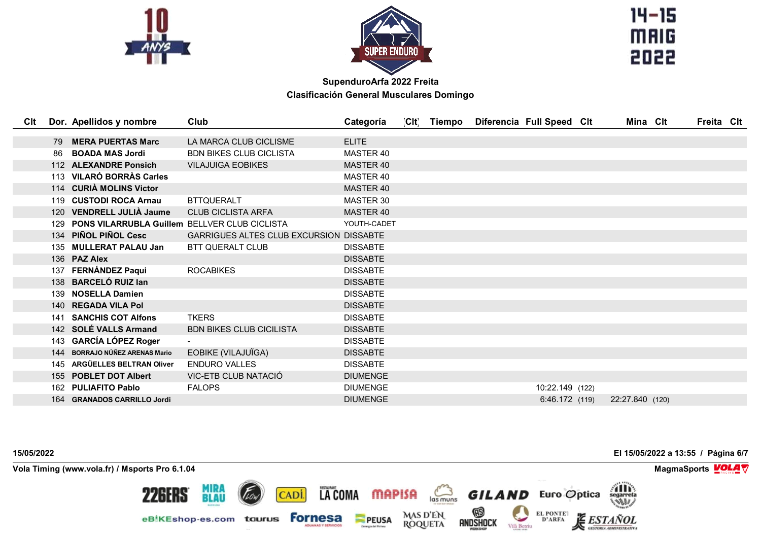## SupenduroArfa 2022 Freita

### Clasificación General Musculares Domingo

| Clt | Dor. | Apellidos y nombre | Club | Categoría | Clt | Tiempo | Diferencia | Full Speed | Clt | Mina | Clt | Freita | Clt |
|---|---|---|---|---|---|---|---|---|---|---|---|---|---|
| | 79 | **MERA PUERTAS Marc** | LA MARCA CLUB CICLISME | ELITE | | | | | | | | | |
| | 86 | **BOADA MAS Jordi** | BDN BIKES CLUB CICLISTA | MASTER 40 | | | | | | | | | |
| | 112 | **ALEXANDRE Ponsich** | VILAJUIGA EOBIKES | MASTER 40 | | | | | | | | | |
| | 113 | **VILARÓ BORRÀS Carles** | | MASTER 40 | | | | | | | | | |
| | 114 | **CURIÀ MOLINS Victor** | | MASTER 40 | | | | | | | | | |
| | 119 | **CUSTODI ROCA Arnau** | BTTQUERALT | MASTER 30 | | | | | | | | | |
| | 120 | **VENDRELL JULIÀ Jaume** | CLUB CICLISTA ARFA | MASTER 40 | | | | | | | | | |
| | 129 | **PONS VILARRUBLA Guillem** | BELLVER CLUB CICLISTA | YOUTH-CADET | | | | | | | | | |
| | 134 | **PIÑOL PIÑOL Cesc** | GARRIGUES ALTES CLUB EXCURSION | DISSABTE | | | | | | | | | |
| | 135 | **MULLERAT PALAU Jan** | BTT QUERALT CLUB | DISSABTE | | | | | | | | | |
| | 136 | **PAZ Alex** | | DISSABTE | | | | | | | | | |
| | 137 | **FERNÁNDEZ Paqui** | ROCABIKES | DISSABTE | | | | | | | | | |
| | 138 | **BARCELÓ RUIZ Ian** | | DISSABTE | | | | | | | | | |
| | 139 | **NOSELLA Damien** | | DISSABTE | | | | | | | | | |
| | 140 | **REGADA VILA Pol** | | DISSABTE | | | | | | | | | |
| | 141 | **SANCHIS COT Alfons** | TKERS | DISSABTE | | | | | | | | | |
| | 142 | **SOLÉ VALLS Armand** | BDN BIKES CLUB CICILISTA | DISSABTE | | | | | | | | | |
| | 143 | **GARCÍA LÓPEZ Roger** | - | DISSABTE | | | | | | | | | |
| | 144 | **BORRAJO NÚÑEZ ARENAS Mario** | EOBIKE (VILAJUÏGA) | DISSABTE | | | | | | | | | |
| | 145 | **ARGÜELLES BELTRAN Oliver** | ENDURO VALLES | DISSABTE | | | | | | | | | |
| | 155 | **POBLET DOT Albert** | VIC-ETB CLUB NATACIÓ | DIUMENGE | | | | | | | | | |
| | 162 | **PULIAFITO Pablo** | FALOPS | DIUMENGE | | | | 10:22.149 | (122) | | | | |
| | 164 | **GRANADOS CARRILLO Jordi** | | DIUMENGE | | | | 6:46.172 | (119) | 22:27.840 | (120) | | |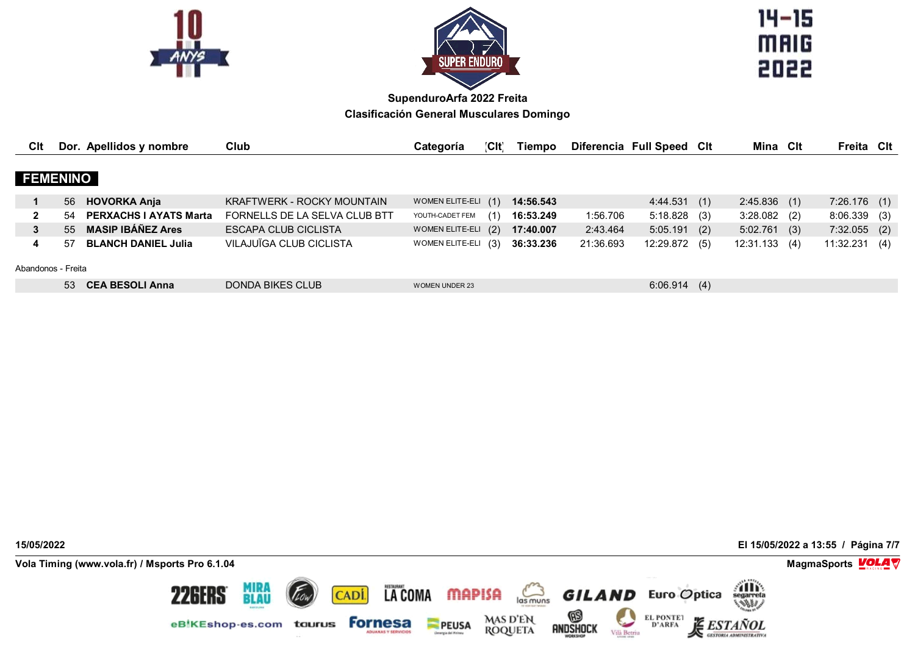**SupenduroArfa 2022 Freita**

**Clasificación General Musculares Domingo**

| Clt | Dor. | Apellidos y nombre | Club | Categoría | Clt | Tiempo | Diferencia | Full Speed | Clt | Mina | Clt | Freita | Clt |
|---|---|---|---|---|---|---|---|---|---|---|---|---|---|
| **FEMENINO** | | | | | | | | | | | | | |
| **1** | 56 | **HOVORKA Anja** | KRAFTWERK - ROCKY MOUNTAIN | WOMEN ELITE-ELI | (1) | **14:56.543** | | 4:44.531 | (1) | 2:45.836 | (1) | 7:26.176 | (1) |
| **2** | 54 | **PERXACHS I AYATS Marta** | FORNELLS DE LA SELVA CLUB BTT | YOUTH-CADET FEM | (1) | **16:53.249** | 1:56.706 | 5:18.828 | (3) | 3:28.082 | (2) | 8:06.339 | (3) |
| **3** | 55 | **MASIP IBÁÑEZ Ares** | ESCAPA CLUB CICLISTA | WOMEN ELITE-ELI | (2) | **17:40.007** | 2:43.464 | 5:05.191 | (2) | 5:02.761 | (3) | 7:32.055 | (2) |
| **4** | 57 | **BLANCH DANIEL Julia** | VILAJUÏGA CLUB CICLISTA | WOMEN ELITE-ELI | (3) | **36:33.236** | 21:36.693 | 12:29.872 | (5) | 12:31.133 | (4) | 11:32.231 | (4) |
| Abandonos - Freita | | | | | | | | | | | | | |
| | 53 | **CEA BESOLI Anna** | DONDA BIKES CLUB | WOMEN UNDER 23 | | | | 6:06.914 | (4) | | | | |

**15/05/2022**

**El 15/05/2022 a 13:55**

**Vola Timing (www.vola.fr) / Msports Pro 6.1.04**

**MagmaSports**